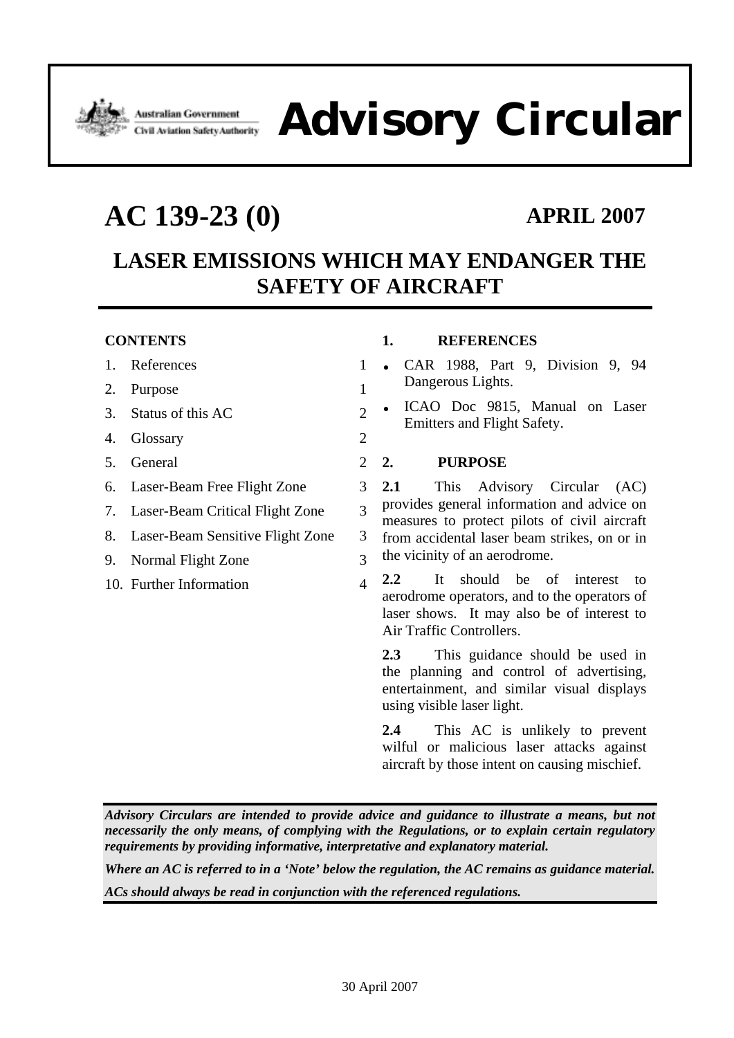Australian Government
Civil Aviation Safety Authority

# Advisory Circular

# AC 139-23 (0)

**APRIL 2007**

## LASER EMISSIONS WHICH MAY ENDANGER THE SAFETY OF AIRCRAFT

**CONTENTS**

| | | |
|---|---|---|
| 1. | References | 1 |
| 2. | Purpose | 1 |
| 3. | Status of this AC | 2 |
| 4. | Glossary | 2 |
| 5. | General | 2 |
| 6. | Laser-Beam Free Flight Zone | 3 |
| 7. | Laser-Beam Critical Flight Zone | 3 |
| 8. | Laser-Beam Sensitive Flight Zone | 3 |
| 9. | Normal Flight Zone | 3 |
| 10. | Further Information | 4 |

### 1. REFERENCES

- CAR 1988, Part 9, Division 9, 94 Dangerous Lights.
- ICAO Doc 9815, Manual on Laser Emitters and Flight Safety.

### 2. PURPOSE

**2.1** This Advisory Circular (AC) provides general information and advice on measures to protect pilots of civil aircraft from accidental laser beam strikes, on or in the vicinity of an aerodrome.

**2.2** It should be of interest to aerodrome operators, and to the operators of laser shows. It may also be of interest to Air Traffic Controllers.

**2.3** This guidance should be used in the planning and control of advertising, entertainment, and similar visual displays using visible laser light.

**2.4** This AC is unlikely to prevent wilful or malicious laser attacks against aircraft by those intent on causing mischief.

***Advisory Circulars are intended to provide advice and guidance to illustrate a means, but not necessarily the only means, of complying with the Regulations, or to explain certain regulatory requirements by providing informative, interpretative and explanatory material.***

***Where an AC is referred to in a 'Note' below the regulation, the AC remains as guidance material.***

***ACs should always be read in conjunction with the referenced regulations.***

30 April 2007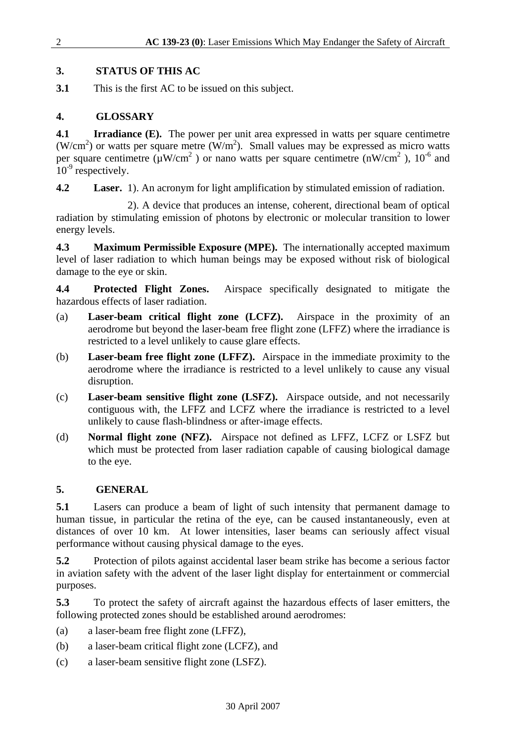## 3. STATUS OF THIS AC

**3.1** This is the first AC to be issued on this subject.

## 4. GLOSSARY

**4.1 Irradiance (E).** The power per unit area expressed in watts per square centimetre ($W/cm^2$) or watts per square metre ($W/m^2$). Small values may be expressed as micro watts per square centimetre ($\mu W/cm^2$) or nano watts per square centimetre ($nW/cm^2$), $10^{-6}$ and $10^{-9}$ respectively.

**4.2 Laser.** 1). An acronym for light amplification by stimulated emission of radiation.

2). A device that produces an intense, coherent, directional beam of optical radiation by stimulating emission of photons by electronic or molecular transition to lower energy levels.

**4.3 Maximum Permissible Exposure (MPE).** The internationally accepted maximum level of laser radiation to which human beings may be exposed without risk of biological damage to the eye or skin.

**4.4 Protected Flight Zones.** Airspace specifically designated to mitigate the hazardous effects of laser radiation.

(a) **Laser-beam critical flight zone (LCFZ).** Airspace in the proximity of an aerodrome but beyond the laser-beam free flight zone (LFFZ) where the irradiance is restricted to a level unlikely to cause glare effects.

(b) **Laser-beam free flight zone (LFFZ).** Airspace in the immediate proximity to the aerodrome where the irradiance is restricted to a level unlikely to cause any visual disruption.

(c) **Laser-beam sensitive flight zone (LSFZ).** Airspace outside, and not necessarily contiguous with, the LFFZ and LCFZ where the irradiance is restricted to a level unlikely to cause flash-blindness or after-image effects.

(d) **Normal flight zone (NFZ).** Airspace not defined as LFFZ, LCFZ or LSFZ but which must be protected from laser radiation capable of causing biological damage to the eye.

## 5. GENERAL

**5.1** Lasers can produce a beam of light of such intensity that permanent damage to human tissue, in particular the retina of the eye, can be caused instantaneously, even at distances of over 10 km. At lower intensities, laser beams can seriously affect visual performance without causing physical damage to the eyes.

**5.2** Protection of pilots against accidental laser beam strike has become a serious factor in aviation safety with the advent of the laser light display for entertainment or commercial purposes.

**5.3** To protect the safety of aircraft against the hazardous effects of laser emitters, the following protected zones should be established around aerodromes:

(a) a laser-beam free flight zone (LFFZ),

(b) a laser-beam critical flight zone (LCFZ), and

(c) a laser-beam sensitive flight zone (LSFZ).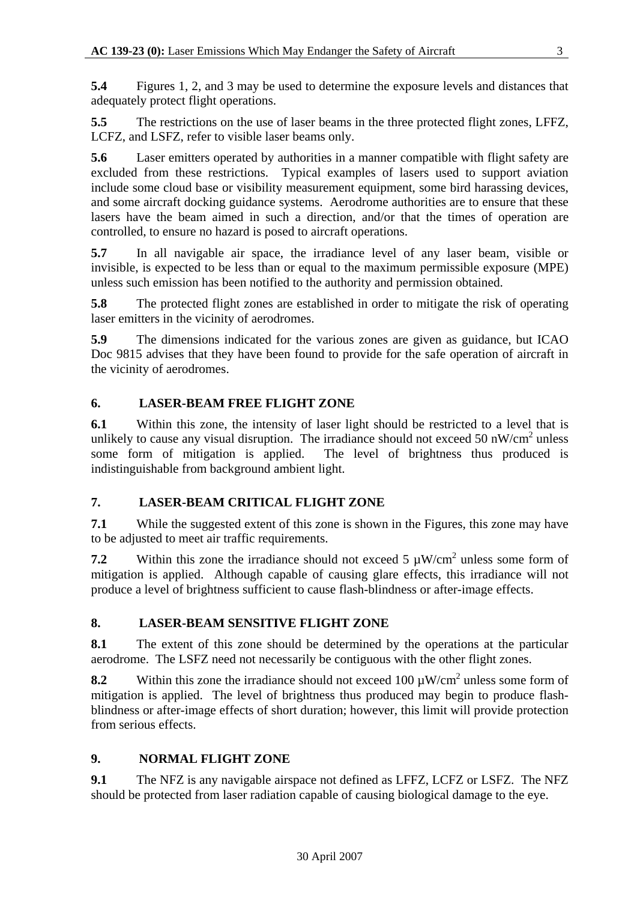**5.4** Figures 1, 2, and 3 may be used to determine the exposure levels and distances that adequately protect flight operations.

**5.5** The restrictions on the use of laser beams in the three protected flight zones, LFFZ, LCFZ, and LSFZ, refer to visible laser beams only.

**5.6** Laser emitters operated by authorities in a manner compatible with flight safety are excluded from these restrictions. Typical examples of lasers used to support aviation include some cloud base or visibility measurement equipment, some bird harassing devices, and some aircraft docking guidance systems. Aerodrome authorities are to ensure that these lasers have the beam aimed in such a direction, and/or that the times of operation are controlled, to ensure no hazard is posed to aircraft operations.

**5.7** In all navigable air space, the irradiance level of any laser beam, visible or invisible, is expected to be less than or equal to the maximum permissible exposure (MPE) unless such emission has been notified to the authority and permission obtained.

**5.8** The protected flight zones are established in order to mitigate the risk of operating laser emitters in the vicinity of aerodromes.

**5.9** The dimensions indicated for the various zones are given as guidance, but ICAO Doc 9815 advises that they have been found to provide for the safe operation of aircraft in the vicinity of aerodromes.

## 6. LASER-BEAM FREE FLIGHT ZONE

**6.1** Within this zone, the intensity of laser light should be restricted to a level that is unlikely to cause any visual disruption. The irradiance should not exceed 50 nW/cm$^2$ unless some form of mitigation is applied. The level of brightness thus produced is indistinguishable from background ambient light.

## 7. LASER-BEAM CRITICAL FLIGHT ZONE

**7.1** While the suggested extent of this zone is shown in the Figures, this zone may have to be adjusted to meet air traffic requirements.

**7.2** Within this zone the irradiance should not exceed 5 µW/cm$^2$ unless some form of mitigation is applied. Although capable of causing glare effects, this irradiance will not produce a level of brightness sufficient to cause flash-blindness or after-image effects.

## 8. LASER-BEAM SENSITIVE FLIGHT ZONE

**8.1** The extent of this zone should be determined by the operations at the particular aerodrome. The LSFZ need not necessarily be contiguous with the other flight zones.

**8.2** Within this zone the irradiance should not exceed 100 µW/cm$^2$ unless some form of mitigation is applied. The level of brightness thus produced may begin to produce flash-blindness or after-image effects of short duration; however, this limit will provide protection from serious effects.

## 9. NORMAL FLIGHT ZONE

**9.1** The NFZ is any navigable airspace not defined as LFFZ, LCFZ or LSFZ. The NFZ should be protected from laser radiation capable of causing biological damage to the eye.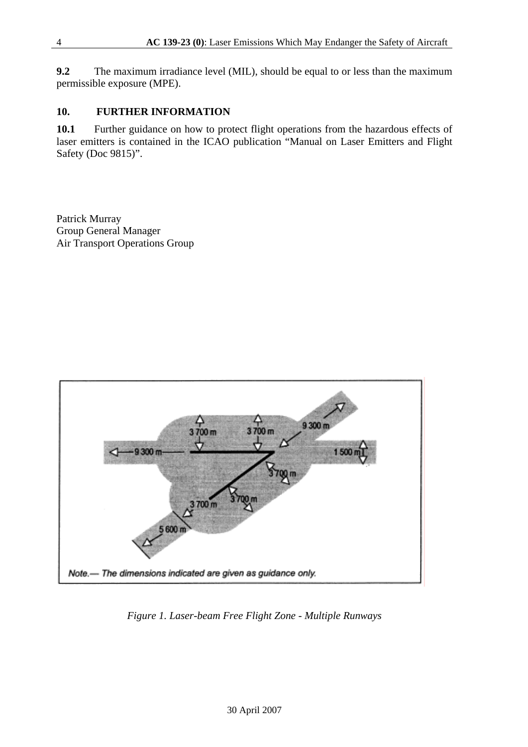**9.2** The maximum irradiance level (MIL), should be equal to or less than the maximum permissible exposure (MPE).

## 10. FURTHER INFORMATION

**10.1** Further guidance on how to protect flight operations from the hazardous effects of laser emitters is contained in the ICAO publication "Manual on Laser Emitters and Flight Safety (Doc 9815)".

Patrick Murray
Group General Manager
Air Transport Operations Group

Note.— The dimensions indicated are given as guidance only.

*Figure 1. Laser-beam Free Flight Zone - Multiple Runways*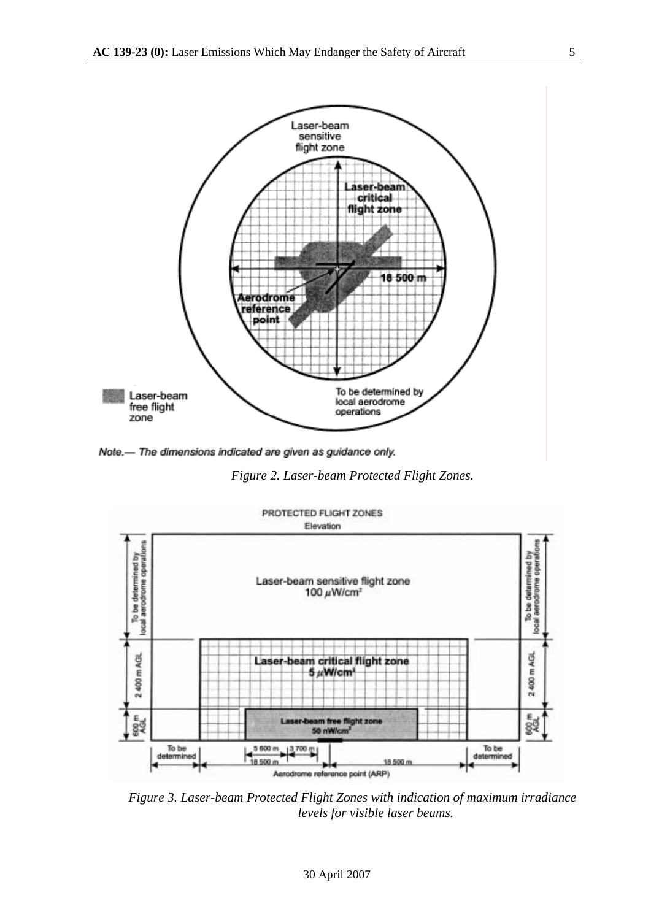Laser-beam sensitive flight zone

Laser-beam critical flight zone

18 500 m

Aerodrome reference point

To be determined by local aerodrome operations

Laser-beam free flight zone

*Note.— The dimensions indicated are given as guidance only.*

*Figure 2. Laser-beam Protected Flight Zones.*

PROTECTED FLIGHT ZONES

Elevation

To be determined by local aerodrome operations

Laser-beam sensitive flight zone

100 μW/cm²

2 400 m AGL

Laser-beam critical flight zone

5 μW/cm²

600 m AGL

Laser-beam free flight zone

50 nW/cm²

To be determined

5 600 m

3 700 m

18 500 m

18 500 m

Aerodrome reference point (ARP)

*Figure 3. Laser-beam Protected Flight Zones with indication of maximum irradiance levels for visible laser beams.*

30 April 2007